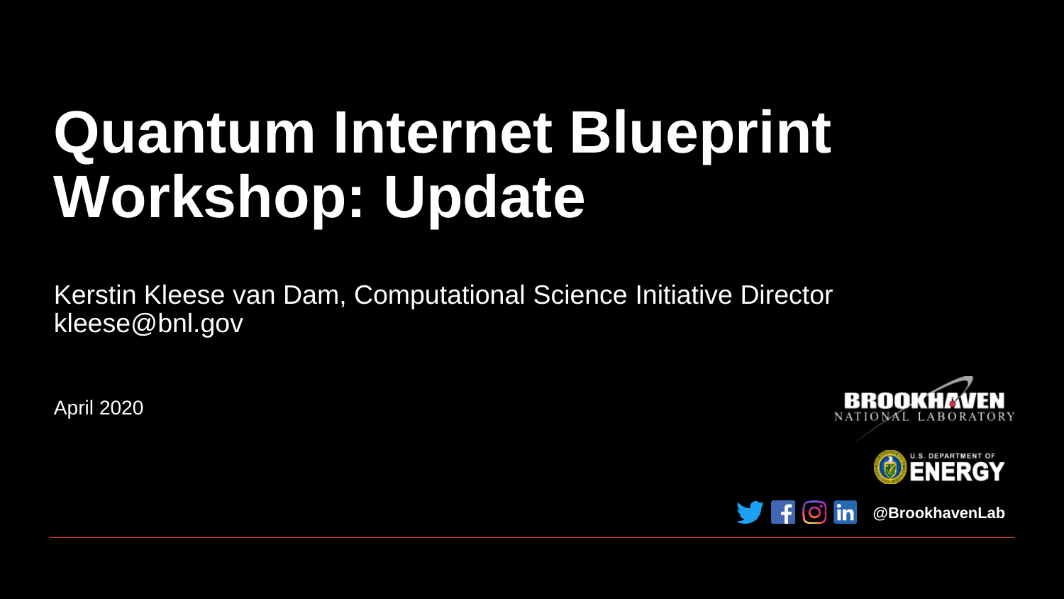# Quantum Internet Blueprint Workshop: Update

Kerstin Kleese van Dam, Computational Science Initiative Director
kleese@bnl.gov

April 2020

BROOKHAVEN NATIONAL LABORATORY

U.S. DEPARTMENT OF ENERGY

@BrookhavenLab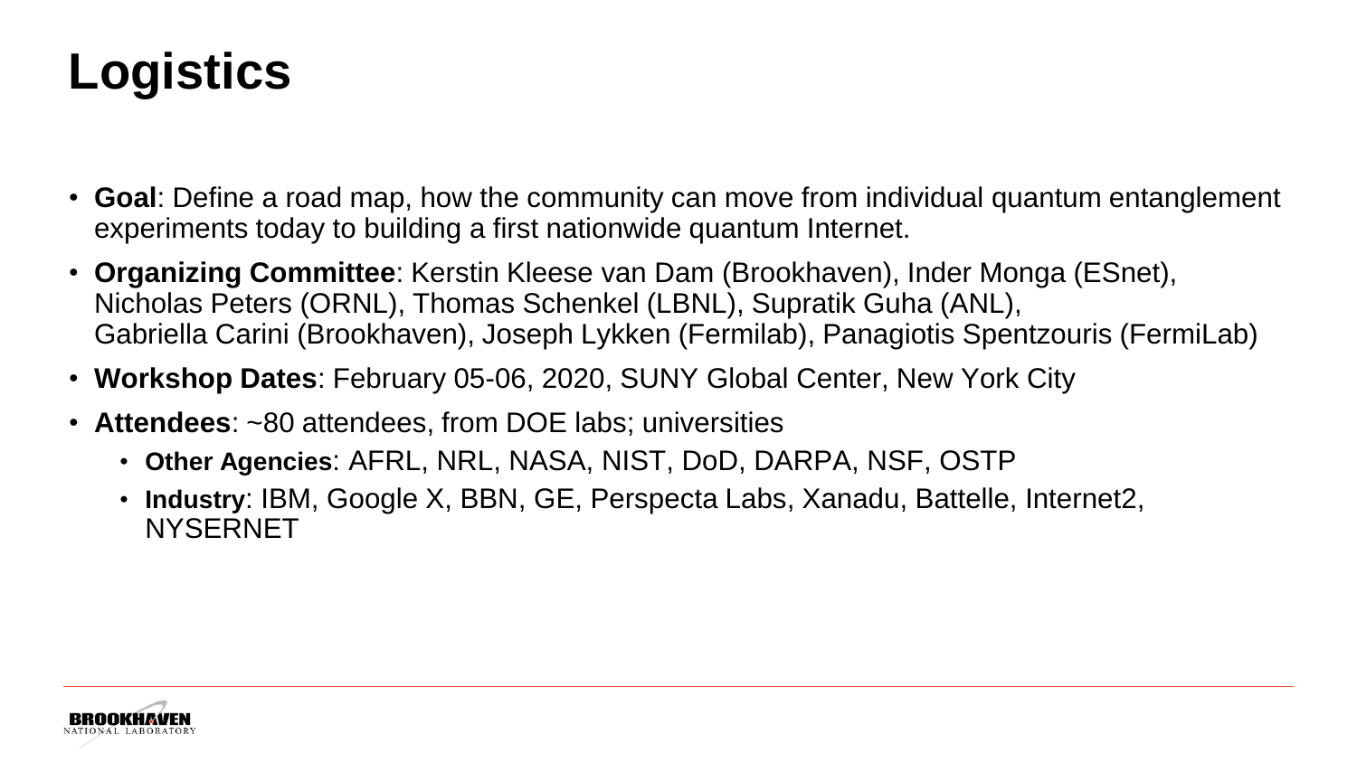# Logistics

- **Goal**: Define a road map, how the community can move from individual quantum entanglement experiments today to building a first nationwide quantum Internet.
- **Organizing Committee**: Kerstin Kleese van Dam (Brookhaven), Inder Monga (ESnet), Nicholas Peters (ORNL), Thomas Schenkel (LBNL), Supratik Guha (ANL), Gabriella Carini (Brookhaven), Joseph Lykken (Fermilab), Panagiotis Spentzouris (FermiLab)
- **Workshop Dates**: February 05-06, 2020, SUNY Global Center, New York City
- **Attendees**: ~80 attendees, from DOE labs; universities
  - **Other Agencies**: AFRL, NRL, NASA, NIST, DoD, DARPA, NSF, OSTP
  - **Industry**: IBM, Google X, BBN, GE, Perspecta Labs, Xanadu, Battelle, Internet2, NYSERNET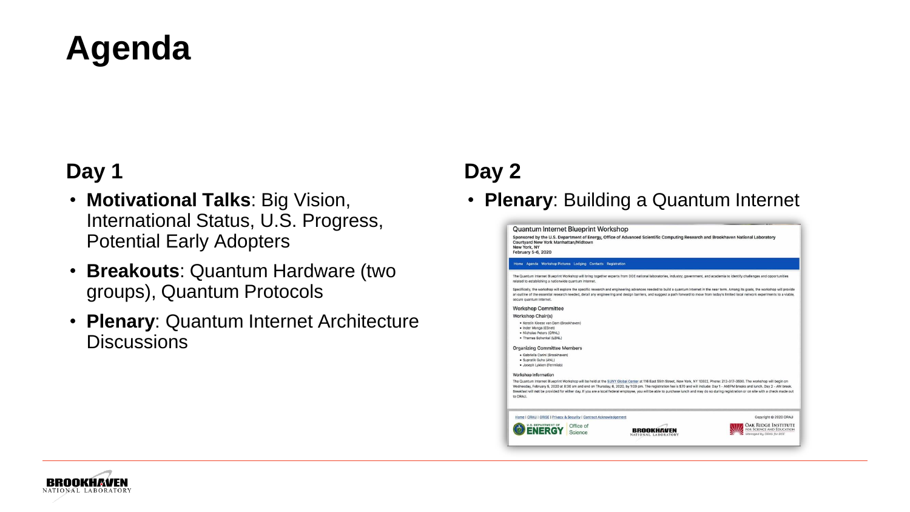# Agenda

## Day 1

- **Motivational Talks**: Big Vision, International Status, U.S. Progress, Potential Early Adopters
- **Breakouts**: Quantum Hardware (two groups), Quantum Protocols
- **Plenary**: Quantum Internet Architecture Discussions

## Day 2

- **Plenary**: Building a Quantum Internet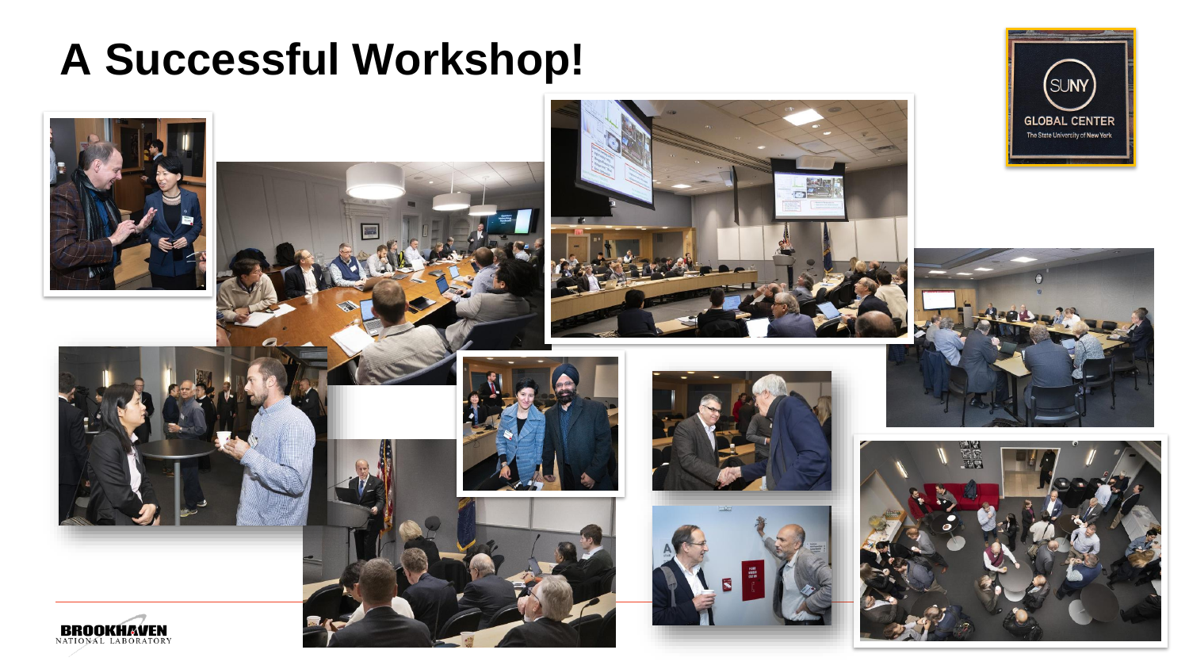# A Successful Workshop!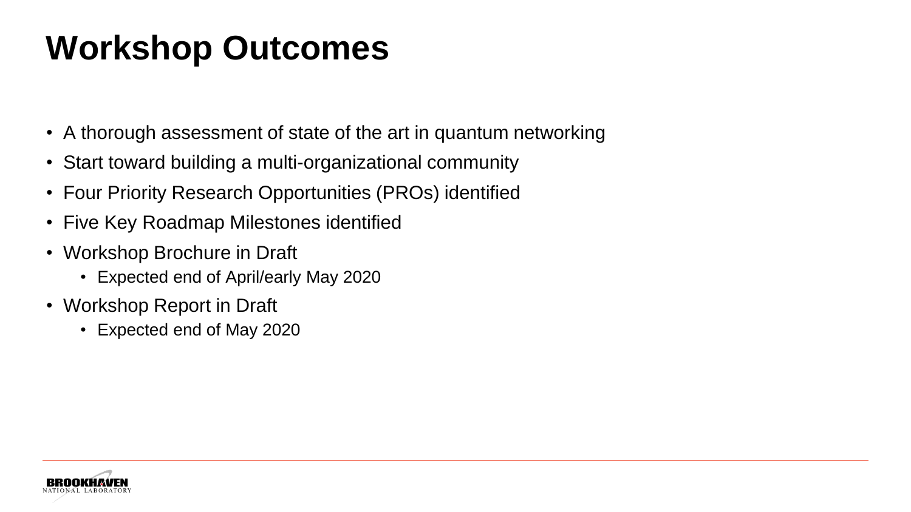# Workshop Outcomes

- A thorough assessment of state of the art in quantum networking
- Start toward building a multi-organizational community
- Four Priority Research Opportunities (PROs) identified
- Five Key Roadmap Milestones identified
- Workshop Brochure in Draft
  - Expected end of April/early May 2020
- Workshop Report in Draft
  - Expected end of May 2020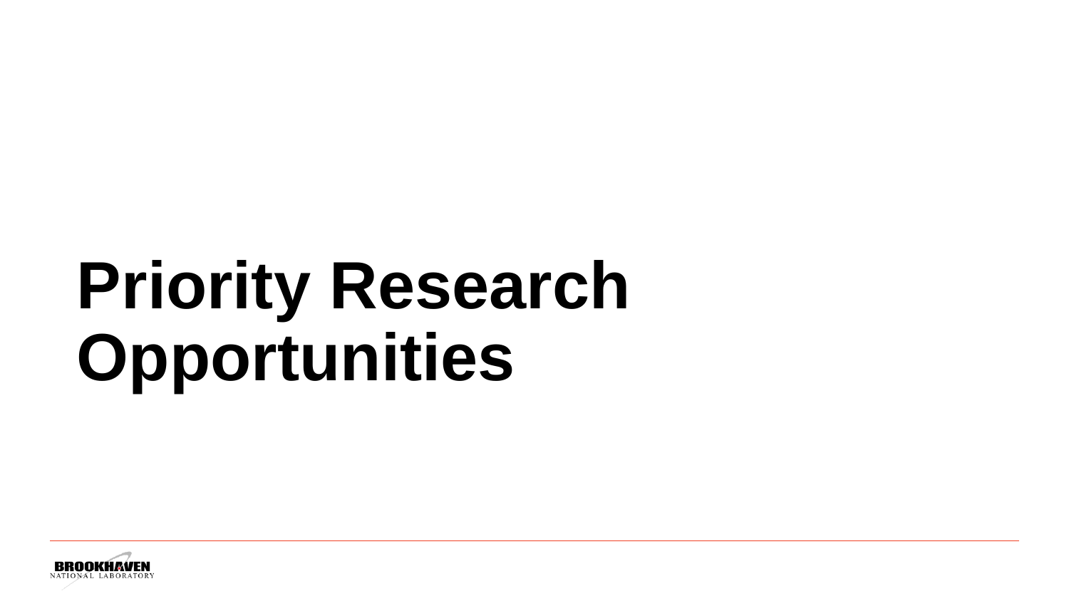# Priority Research Opportunities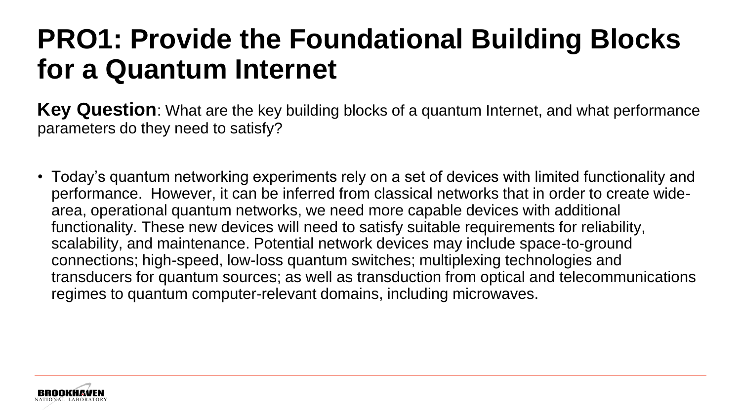# PRO1: Provide the Foundational Building Blocks for a Quantum Internet

**Key Question**: What are the key building blocks of a quantum Internet, and what performance parameters do they need to satisfy?

- Today's quantum networking experiments rely on a set of devices with limited functionality and performance. However, it can be inferred from classical networks that in order to create wide-area, operational quantum networks, we need more capable devices with additional functionality. These new devices will need to satisfy suitable requirements for reliability, scalability, and maintenance. Potential network devices may include space-to-ground connections; high-speed, low-loss quantum switches; multiplexing technologies and transducers for quantum sources; as well as transduction from optical and telecommunications regimes to quantum computer-relevant domains, including microwaves.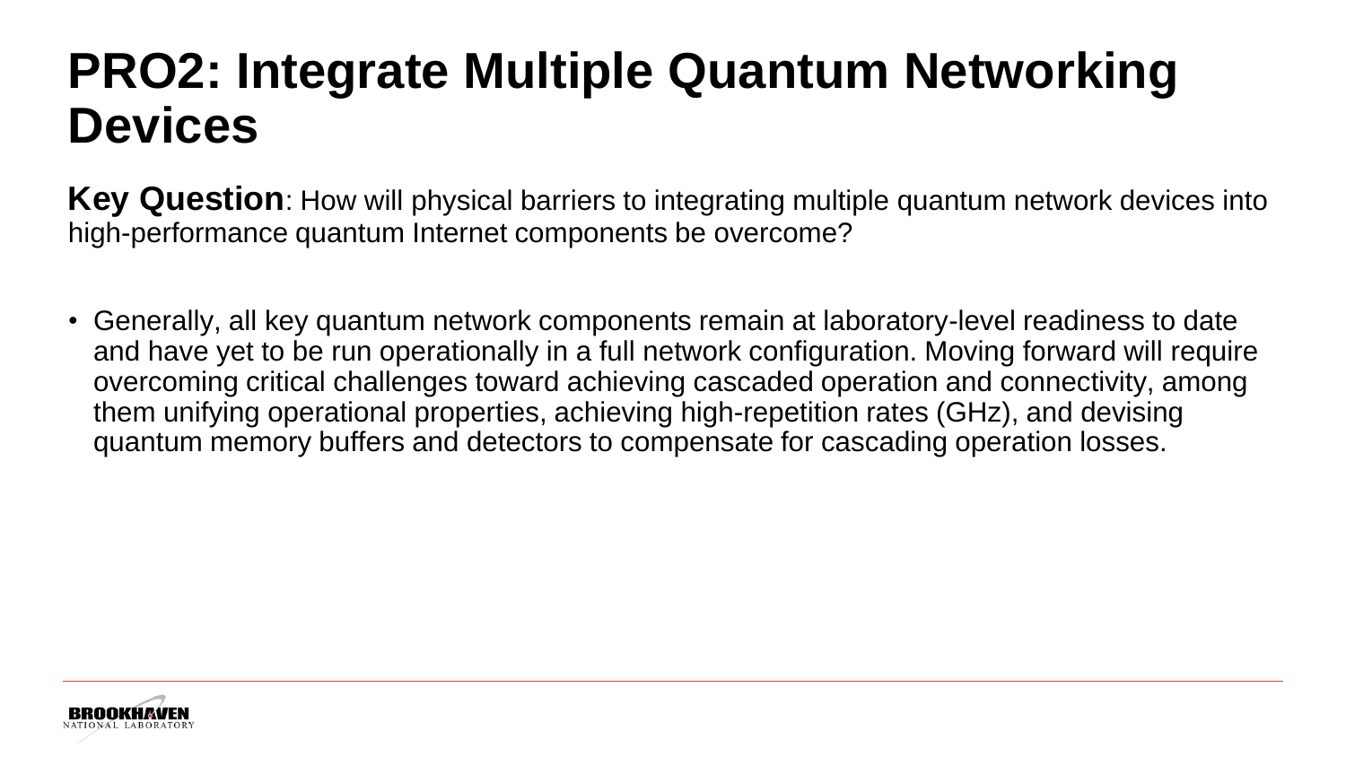# PRO2: Integrate Multiple Quantum Networking Devices

**Key Question**: How will physical barriers to integrating multiple quantum network devices into high-performance quantum Internet components be overcome?

- Generally, all key quantum network components remain at laboratory-level readiness to date and have yet to be run operationally in a full network configuration. Moving forward will require overcoming critical challenges toward achieving cascaded operation and connectivity, among them unifying operational properties, achieving high-repetition rates (GHz), and devising quantum memory buffers and detectors to compensate for cascading operation losses.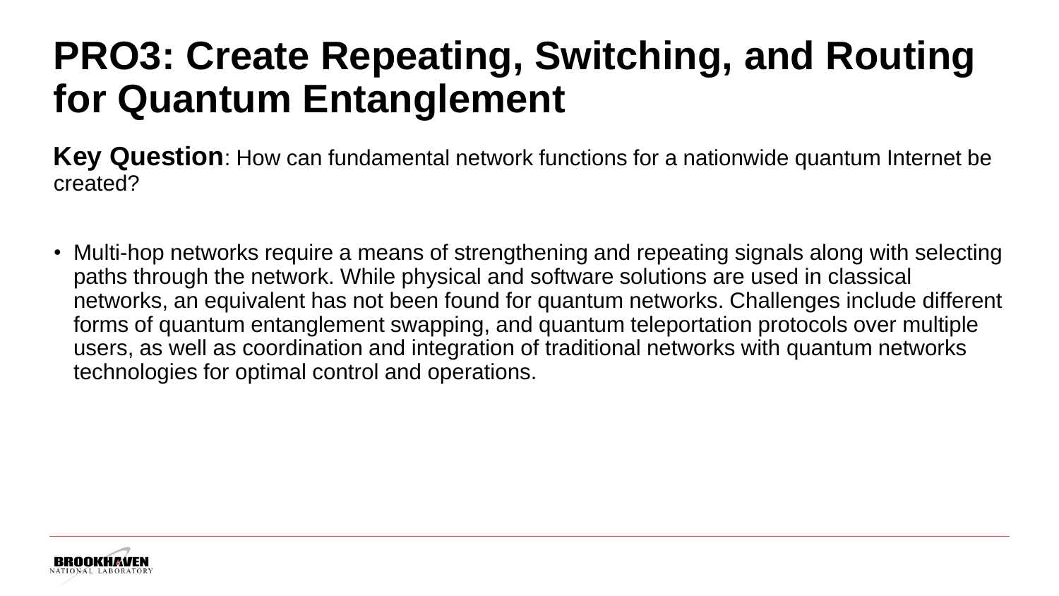# PRO3: Create Repeating, Switching, and Routing for Quantum Entanglement

**Key Question**: How can fundamental network functions for a nationwide quantum Internet be created?

- Multi-hop networks require a means of strengthening and repeating signals along with selecting paths through the network. While physical and software solutions are used in classical networks, an equivalent has not been found for quantum networks. Challenges include different forms of quantum entanglement swapping, and quantum teleportation protocols over multiple users, as well as coordination and integration of traditional networks with quantum networks technologies for optimal control and operations.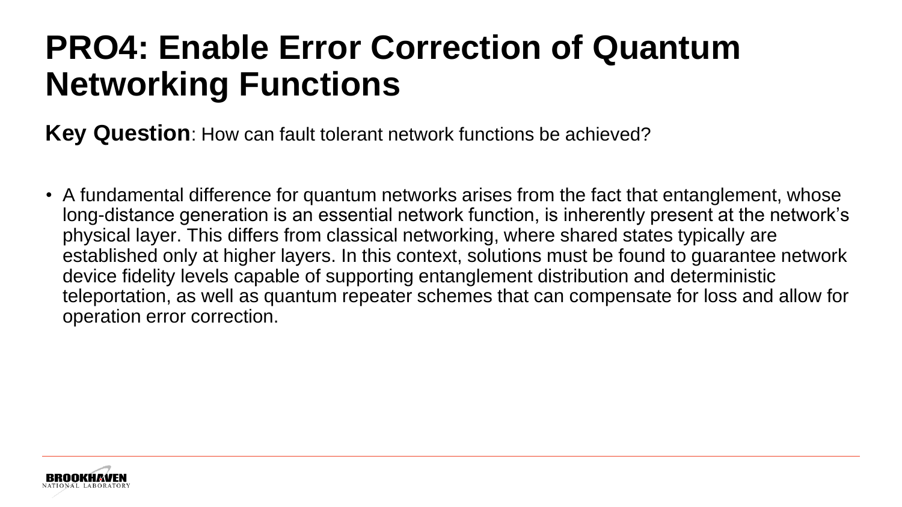# PRO4: Enable Error Correction of Quantum Networking Functions

**Key Question**: How can fault tolerant network functions be achieved?

- A fundamental difference for quantum networks arises from the fact that entanglement, whose long-distance generation is an essential network function, is inherently present at the network's physical layer. This differs from classical networking, where shared states typically are established only at higher layers. In this context, solutions must be found to guarantee network device fidelity levels capable of supporting entanglement distribution and deterministic teleportation, as well as quantum repeater schemes that can compensate for loss and allow for operation error correction.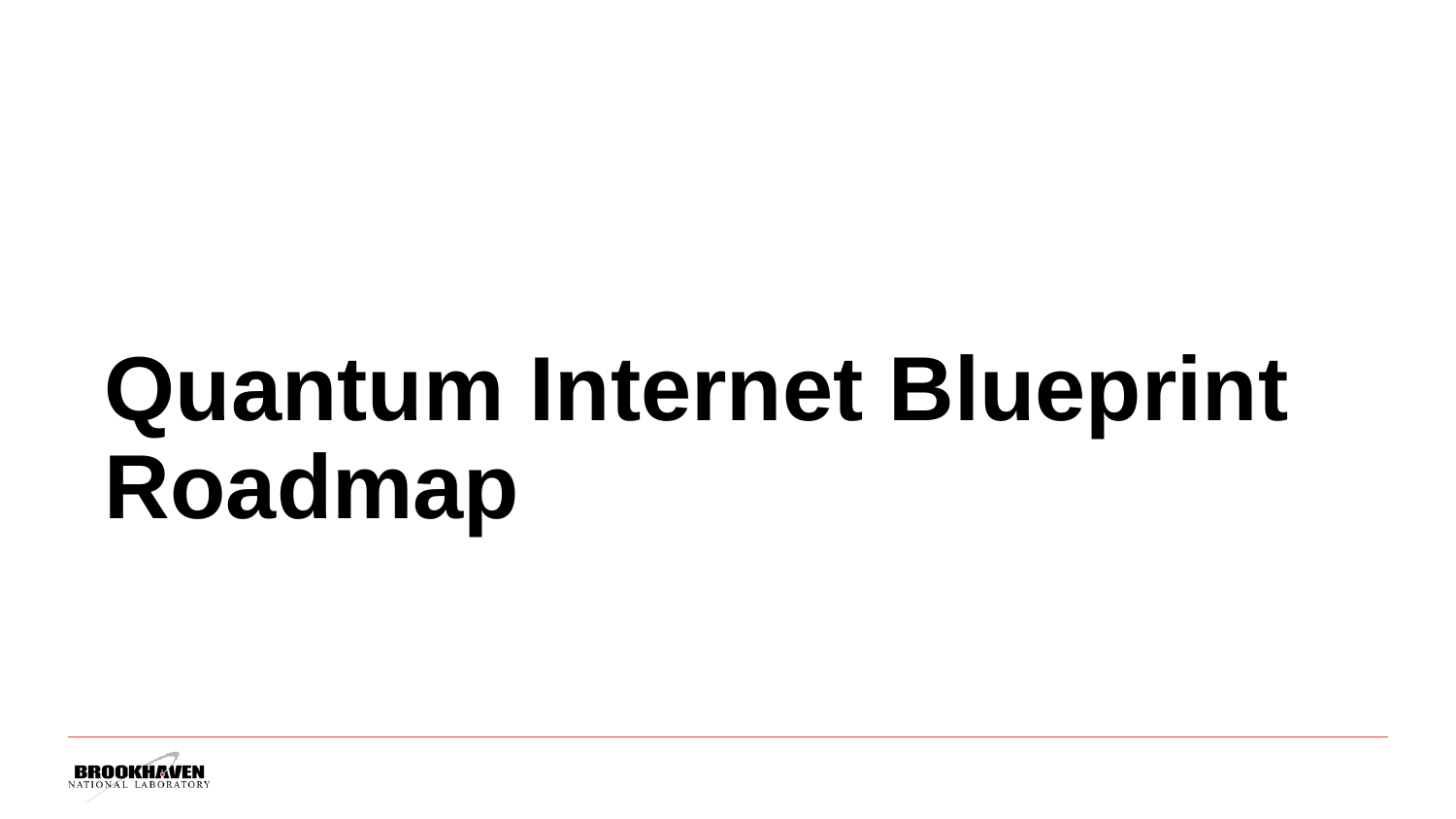# Quantum Internet Blueprint Roadmap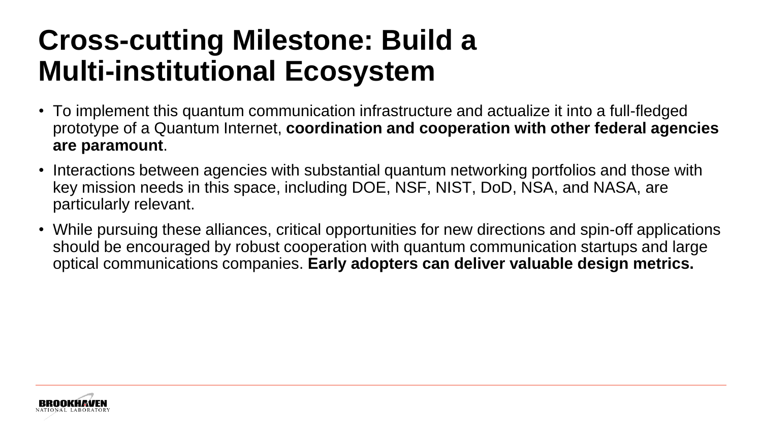# Cross-cutting Milestone: Build a Multi-institutional Ecosystem

- To implement this quantum communication infrastructure and actualize it into a full-fledged prototype of a Quantum Internet, **coordination and cooperation with other federal agencies are paramount**.
- Interactions between agencies with substantial quantum networking portfolios and those with key mission needs in this space, including DOE, NSF, NIST, DoD, NSA, and NASA, are particularly relevant.
- While pursuing these alliances, critical opportunities for new directions and spin-off applications should be encouraged by robust cooperation with quantum communication startups and large optical communications companies. **Early adopters can deliver valuable design metrics.**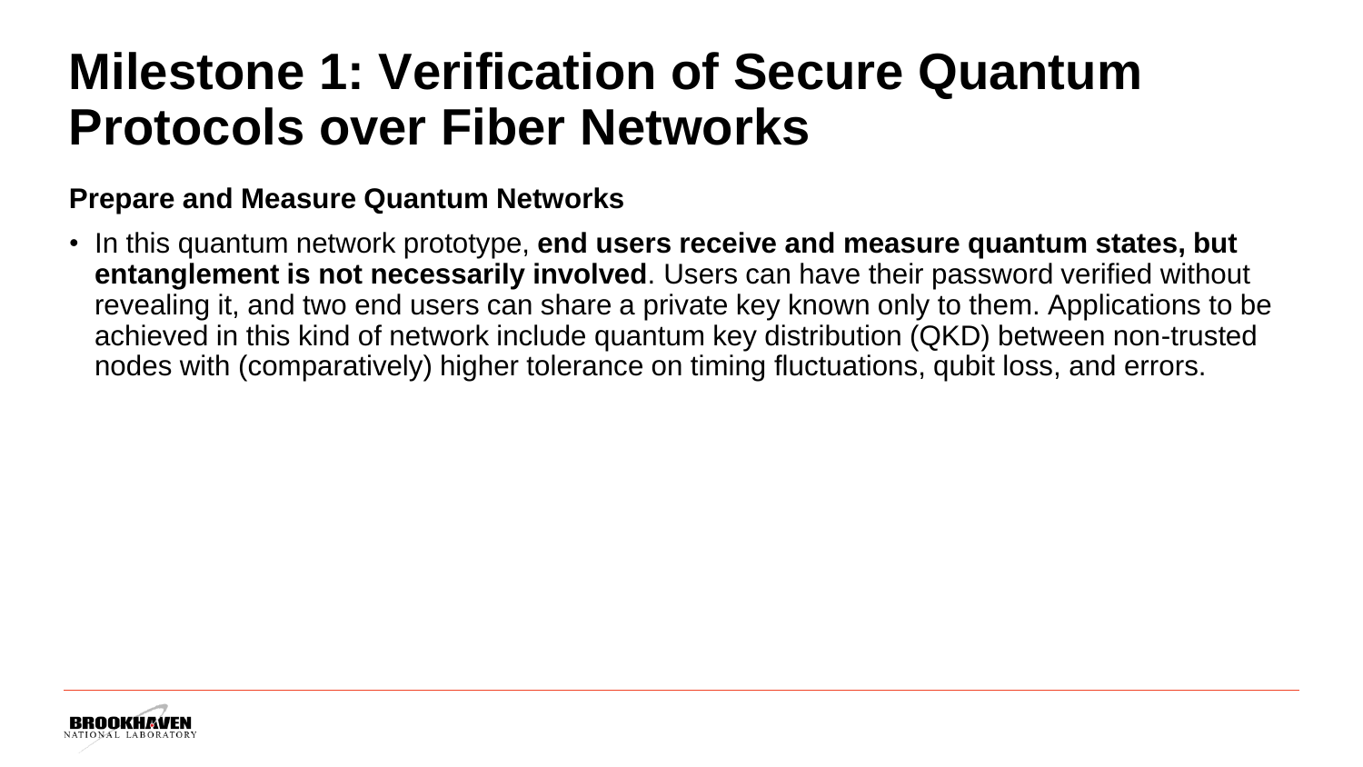# Milestone 1: Verification of Secure Quantum Protocols over Fiber Networks

**Prepare and Measure Quantum Networks**

- In this quantum network prototype, **end users receive and measure quantum states, but entanglement is not necessarily involved**. Users can have their password verified without revealing it, and two end users can share a private key known only to them. Applications to be achieved in this kind of network include quantum key distribution (QKD) between non-trusted nodes with (comparatively) higher tolerance on timing fluctuations, qubit loss, and errors.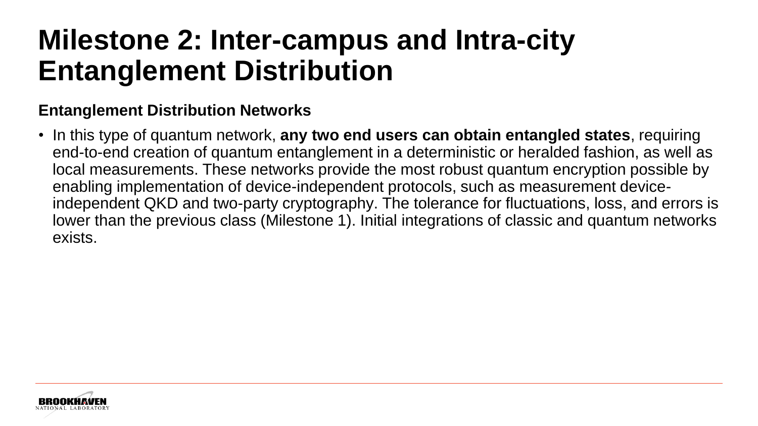# Milestone 2: Inter-campus and Intra-city Entanglement Distribution

**Entanglement Distribution Networks**

- In this type of quantum network, **any two end users can obtain entangled states**, requiring end-to-end creation of quantum entanglement in a deterministic or heralded fashion, as well as local measurements. These networks provide the most robust quantum encryption possible by enabling implementation of device-independent protocols, such as measurement device-independent QKD and two-party cryptography. The tolerance for fluctuations, loss, and errors is lower than the previous class (Milestone 1). Initial integrations of classic and quantum networks exists.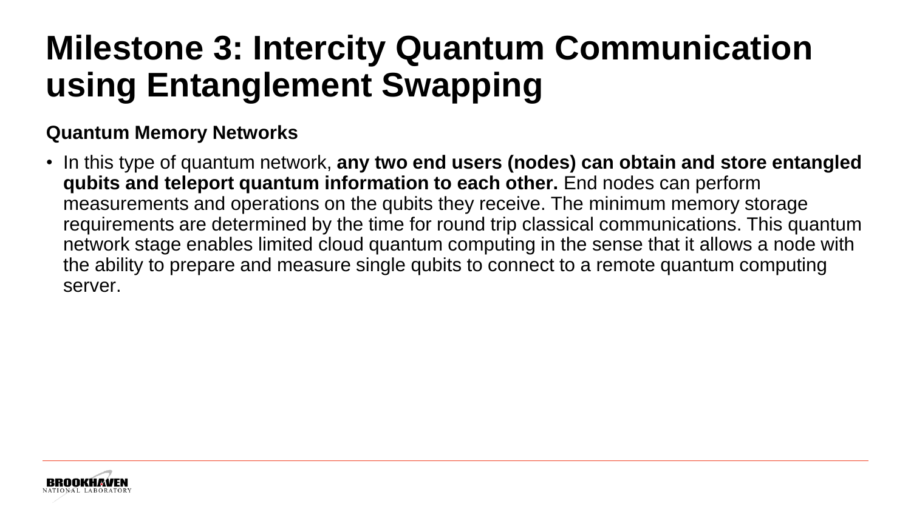# Milestone 3: Intercity Quantum Communication using Entanglement Swapping

**Quantum Memory Networks**

- In this type of quantum network, **any two end users (nodes) can obtain and store entangled qubits and teleport quantum information to each other.** End nodes can perform measurements and operations on the qubits they receive. The minimum memory storage requirements are determined by the time for round trip classical communications. This quantum network stage enables limited cloud quantum computing in the sense that it allows a node with the ability to prepare and measure single qubits to connect to a remote quantum computing server.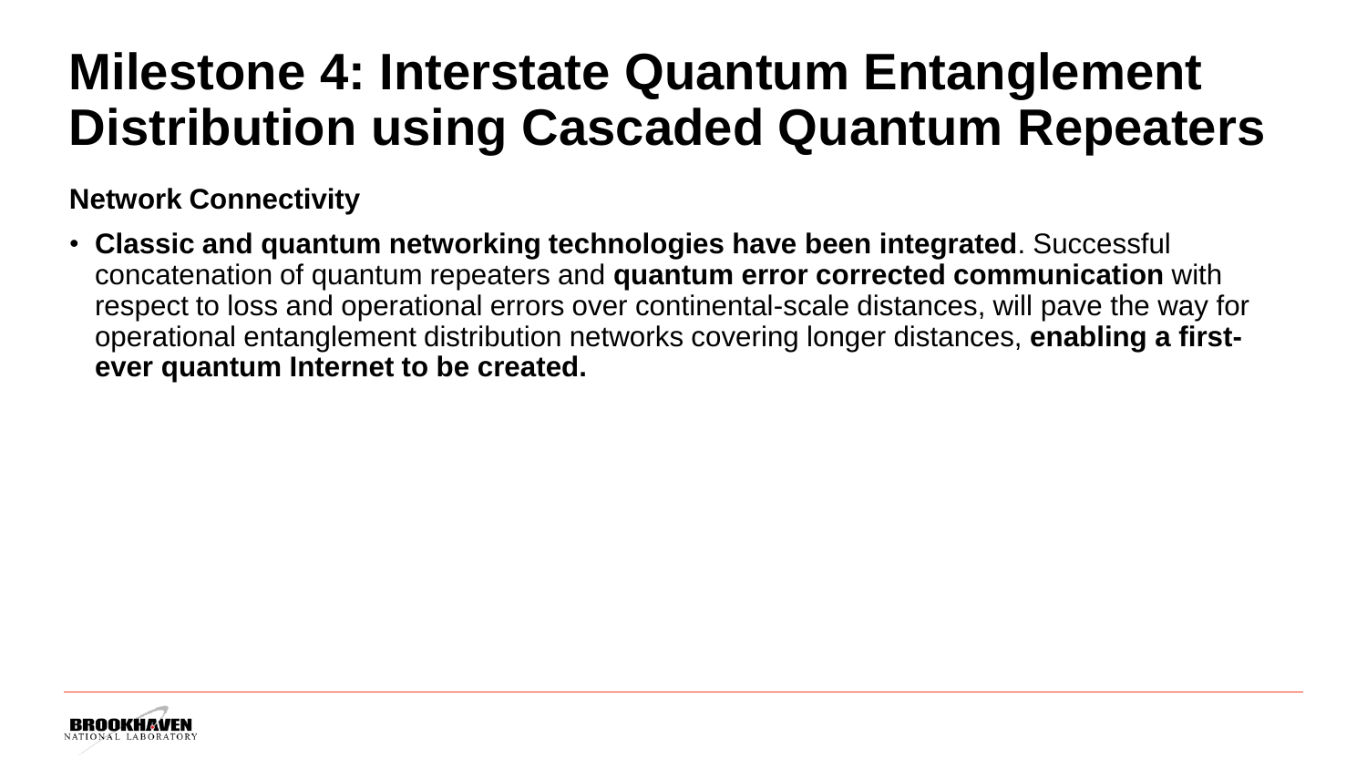# Milestone 4: Interstate Quantum Entanglement Distribution using Cascaded Quantum Repeaters

**Network Connectivity**

- **Classic and quantum networking technologies have been integrated**. Successful concatenation of quantum repeaters and **quantum error corrected communication** with respect to loss and operational errors over continental-scale distances, will pave the way for operational entanglement distribution networks covering longer distances, **enabling a first-ever quantum Internet to be created.**